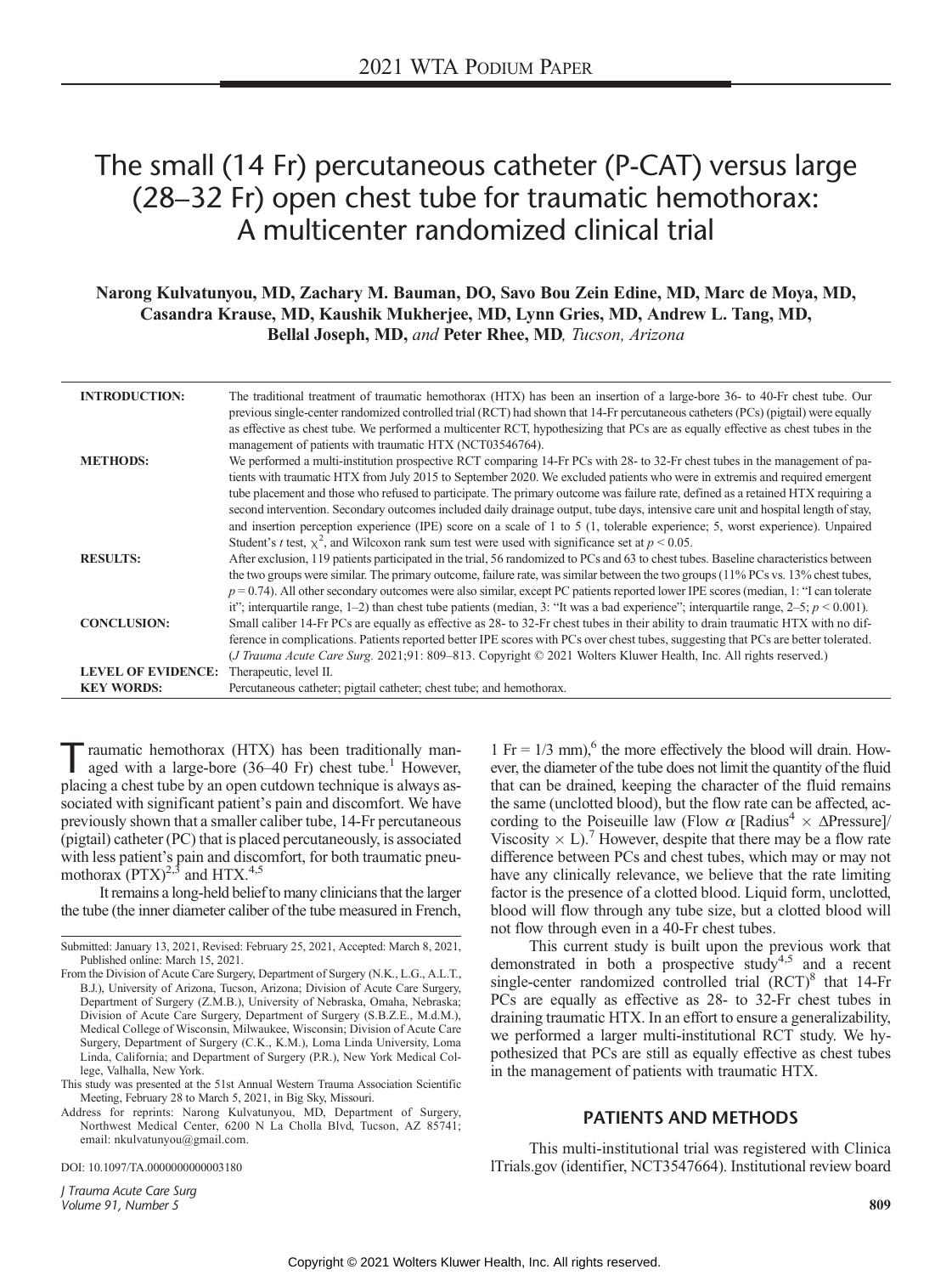2021 WTA Podium Paper

# The small (14 Fr) percutaneous catheter (P-CAT) versus large (28–32 Fr) open chest tube for traumatic hemothorax: A multicenter randomized clinical trial

**Narong Kulvatunyou, MD, Zachary M. Bauman, DO, Savo Bou Zein Edine, MD, Marc de Moya, MD, Casandra Krause, MD, Kaushik Mukherjee, MD, Lynn Gries, MD, Andrew L. Tang, MD, Bellal Joseph, MD,** *and* **Peter Rhee, MD**, *Tucson, Arizona*

**INTRODUCTION:** The traditional treatment of traumatic hemothorax (HTX) has been an insertion of a large-bore 36- to 40-Fr chest tube. Our previous single-center randomized controlled trial (RCT) had shown that 14-Fr percutaneous catheters (PCs) (pigtail) were equally as effective as chest tube. We performed a multicenter RCT, hypothesizing that PCs are as equally effective as chest tubes in the management of patients with traumatic HTX (NCT03546764).

**METHODS:** We performed a multi-institution prospective RCT comparing 14-Fr PCs with 28- to 32-Fr chest tubes in the management of patients with traumatic HTX from July 2015 to September 2020. We excluded patients who were in extremis and required emergent tube placement and those who refused to participate. The primary outcome was failure rate, defined as a retained HTX requiring a second intervention. Secondary outcomes included daily drainage output, tube days, intensive care unit and hospital length of stay, and insertion perception experience (IPE) score on a scale of 1 to 5 (1, tolerable experience; 5, worst experience). Unpaired Student's *t* test, $\chi^2$, and Wilcoxon rank sum test were used with significance set at $p < 0.05$.

**RESULTS:** After exclusion, 119 patients participated in the trial, 56 randomized to PCs and 63 to chest tubes. Baseline characteristics between the two groups were similar. The primary outcome, failure rate, was similar between the two groups (11% PCs vs. 13% chest tubes, $p = 0.74$). All other secondary outcomes were also similar, except PC patients reported lower IPE scores (median, 1: "I can tolerate it"; interquartile range, 1–2) than chest tube patients (median, 3: "It was a bad experience"; interquartile range, 2–5; $p < 0.001$).

**CONCLUSION:** Small caliber 14-Fr PCs are equally as effective as 28- to 32-Fr chest tubes in their ability to drain traumatic HTX with no difference in complications. Patients reported better IPE scores with PCs over chest tubes, suggesting that PCs are better tolerated. (*J Trauma Acute Care Surg.* 2021;91: 809–813. Copyright © 2021 Wolters Kluwer Health, Inc. All rights reserved.)

**LEVEL OF EVIDENCE:** Therapeutic, level II.

**KEY WORDS:** Percutaneous catheter; pigtail catheter; chest tube; and hemothorax.

Traumatic hemothorax (HTX) has been traditionally managed with a large-bore (36–40 Fr) chest tube.[1] However, placing a chest tube by an open cutdown technique is always associated with significant patient's pain and discomfort. We have previously shown that a smaller caliber tube, 14-Fr percutaneous (pigtail) catheter (PC) that is placed percutaneously, is associated with less patient's pain and discomfort, for both traumatic pneumothorax (PTX)[2,3] and HTX.[4,5]

It remains a long-held belief to many clinicians that the larger the tube (the inner diameter caliber of the tube measured in French, 1 Fr = 1/3 mm),[6] the more effectively the blood will drain. However, the diameter of the tube does not limit the quantity of the fluid that can be drained, keeping the character of the fluid remains the same (unclotted blood), but the flow rate can be affected, according to the Poiseuille law (Flow $\alpha$ [Radius$^4$ $\times$ $\Delta$Pressure]/ Viscosity $\times$ L).[7] However, despite that there may be a flow rate difference between PCs and chest tubes, which may or may not have any clinically relevance, we believe that the rate limiting factor is the presence of a clotted blood. Liquid form, unclotted, blood will flow through any tube size, but a clotted blood will not flow through even in a 40-Fr chest tubes.

This current study is built upon the previous work that demonstrated in both a prospective study[4,5] and a recent single-center randomized controlled trial (RCT)[8] that 14-Fr PCs are equally as effective as 28- to 32-Fr chest tubes in draining traumatic HTX. In an effort to ensure a generalizability, we performed a larger multi-institutional RCT study. We hypothesized that PCs are still as equally effective as chest tubes in the management of patients with traumatic HTX.

## PATIENTS AND METHODS

This multi-institutional trial was registered with Clinica lTrials.gov (identifier, NCT3547664). Institutional review board

---

Submitted: January 13, 2021, Revised: February 25, 2021, Accepted: March 8, 2021, Published online: March 15, 2021.

From the Division of Acute Care Surgery, Department of Surgery (N.K., L.G., A.L.T., B.J.), University of Arizona, Tucson, Arizona; Division of Acute Care Surgery, Department of Surgery (Z.M.B.), University of Nebraska, Omaha, Nebraska; Division of Acute Care Surgery, Department of Surgery (S.B.Z.E., M.d.M.), Medical College of Wisconsin, Milwaukee, Wisconsin; Division of Acute Care Surgery, Department of Surgery (C.K., K.M.), Loma Linda University, Loma Linda, California; and Department of Surgery (P.R.), New York Medical College, Valhalla, New York.

This study was presented at the 51st Annual Western Trauma Association Scientific Meeting, February 28 to March 5, 2021, in Big Sky, Missouri.

Address for reprints: Narong Kulvatunyou, MD, Department of Surgery, Northwest Medical Center, 6200 N La Cholla Blvd, Tucson, AZ 85741; email: nkulvatunyou@gmail.com.

DOI: 10.1097/TA.0000000000003180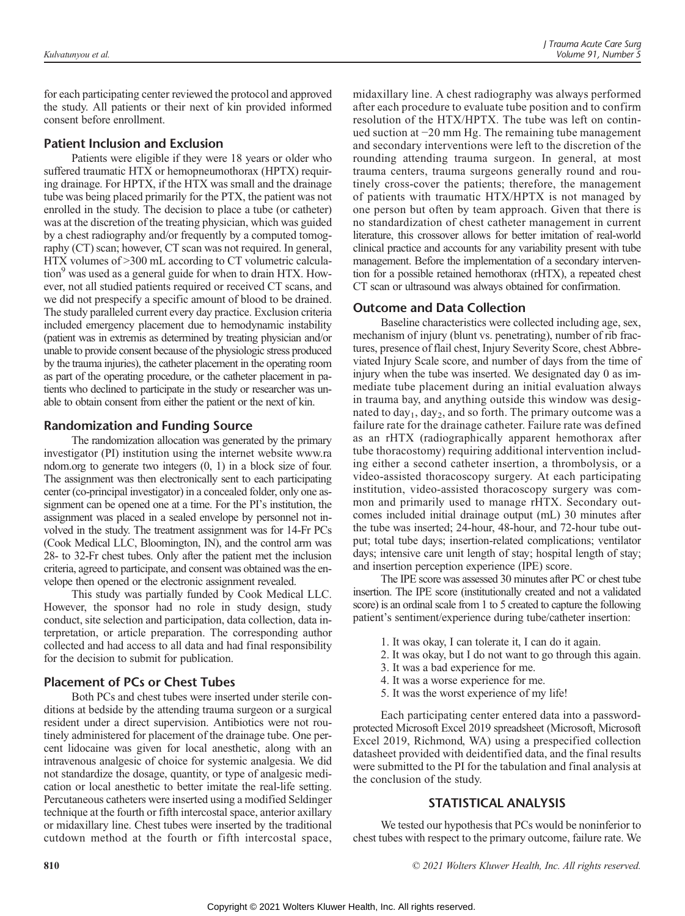for each participating center reviewed the protocol and approved the study. All patients or their next of kin provided informed consent before enrollment.

## Patient Inclusion and Exclusion

Patients were eligible if they were 18 years or older who suffered traumatic HTX or hemopneumothorax (HPTX) requiring drainage. For HPTX, if the HTX was small and the drainage tube was being placed primarily for the PTX, the patient was not enrolled in the study. The decision to place a tube (or catheter) was at the discretion of the treating physician, which was guided by a chest radiography and/or frequently by a computed tomography (CT) scan; however, CT scan was not required. In general, HTX volumes of >300 mL according to CT volumetric calculation[9] was used as a general guide for when to drain HTX. However, not all studied patients required or received CT scans, and we did not prespecify a specific amount of blood to be drained. The study paralleled current every day practice. Exclusion criteria included emergency placement due to hemodynamic instability (patient was in extremis as determined by treating physician and/or unable to provide consent because of the physiologic stress produced by the trauma injuries), the catheter placement in the operating room as part of the operating procedure, or the catheter placement in patients who declined to participate in the study or researcher was unable to obtain consent from either the patient or the next of kin.

## Randomization and Funding Source

The randomization allocation was generated by the primary investigator (PI) institution using the internet website www.random.org to generate two integers (0, 1) in a block size of four. The assignment was then electronically sent to each participating center (co-principal investigator) in a concealed folder, only one assignment can be opened one at a time. For the PI's institution, the assignment was placed in a sealed envelope by personnel not involved in the study. The treatment assignment was for 14-Fr PCs (Cook Medical LLC, Bloomington, IN), and the control arm was 28- to 32-Fr chest tubes. Only after the patient met the inclusion criteria, agreed to participate, and consent was obtained was the envelope then opened or the electronic assignment revealed.

This study was partially funded by Cook Medical LLC. However, the sponsor had no role in study design, study conduct, site selection and participation, data collection, data interpretation, or article preparation. The corresponding author collected and had access to all data and had final responsibility for the decision to submit for publication.

## Placement of PCs or Chest Tubes

Both PCs and chest tubes were inserted under sterile conditions at bedside by the attending trauma surgeon or a surgical resident under a direct supervision. Antibiotics were not routinely administered for placement of the drainage tube. One percent lidocaine was given for local anesthetic, along with an intravenous analgesic of choice for systemic analgesia. We did not standardize the dosage, quantity, or type of analgesic medication or local anesthetic to better imitate the real-life setting. Percutaneous catheters were inserted using a modified Seldinger technique at the fourth or fifth intercostal space, anterior axillary or midaxillary line. Chest tubes were inserted by the traditional cutdown method at the fourth or fifth intercostal space, midaxillary line. A chest radiography was always performed after each procedure to evaluate tube position and to confirm resolution of the HTX/HPTX. The tube was left on continued suction at −20 mm Hg. The remaining tube management and secondary interventions were left to the discretion of the rounding attending trauma surgeon. In general, at most trauma centers, trauma surgeons generally round and routinely cross-cover the patients; therefore, the management of patients with traumatic HTX/HPTX is not managed by one person but often by team approach. Given that there is no standardization of chest catheter management in current literature, this crossover allows for better imitation of real-world clinical practice and accounts for any variability present with tube management. Before the implementation of a secondary intervention for a possible retained hemothorax (rHTX), a repeated chest CT scan or ultrasound was always obtained for confirmation.

## Outcome and Data Collection

Baseline characteristics were collected including age, sex, mechanism of injury (blunt vs. penetrating), number of rib fractures, presence of flail chest, Injury Severity Score, chest Abbreviated Injury Scale score, and number of days from the time of injury when the tube was inserted. We designated day 0 as immediate tube placement during an initial evaluation always in trauma bay, and anything outside this window was designated to $day_1$, $day_2$, and so forth. The primary outcome was a failure rate for the drainage catheter. Failure rate was defined as an rHTX (radiographically apparent hemothorax after tube thoracostomy) requiring additional intervention including either a second catheter insertion, a thrombolysis, or a video-assisted thoracoscopy surgery. At each participating institution, video-assisted thoracoscopy surgery was common and primarily used to manage rHTX. Secondary outcomes included initial drainage output (mL) 30 minutes after the tube was inserted; 24-hour, 48-hour, and 72-hour tube output; total tube days; insertion-related complications; ventilator days; intensive care unit length of stay; hospital length of stay; and insertion perception experience (IPE) score.

The IPE score was assessed 30 minutes after PC or chest tube insertion. The IPE score (institutionally created and not a validated score) is an ordinal scale from 1 to 5 created to capture the following patient's sentiment/experience during tube/catheter insertion:

1. It was okay, I can tolerate it, I can do it again.
2. It was okay, but I do not want to go through this again.
3. It was a bad experience for me.
4. It was a worse experience for me.
5. It was the worst experience of my life!

Each participating center entered data into a password-protected Microsoft Excel 2019 spreadsheet (Microsoft, Microsoft Excel 2019, Richmond, WA) using a prespecified collection datasheet provided with deidentified data, and the final results were submitted to the PI for the tabulation and final analysis at the conclusion of the study.

# STATISTICAL ANALYSIS

We tested our hypothesis that PCs would be noninferior to chest tubes with respect to the primary outcome, failure rate. We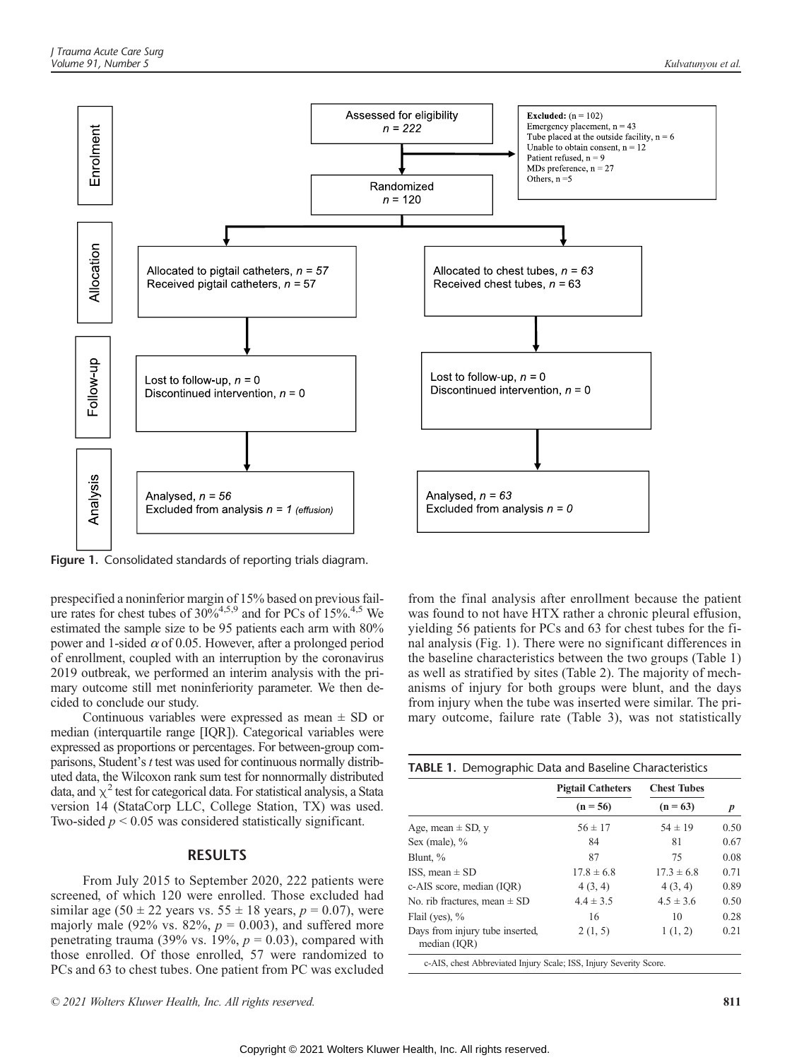**Enrolment**

Assessed for eligibility
$n = 222$

**Excluded:** (n = 102)
Emergency placement, n = 43
Tube placed at the outside facility, n = 6
Unable to obtain consent, n = 12
Patient refused, n = 9
MDs preference, n = 27
Others, n = 5

Randomized
$n = 120$

**Allocation**

Allocated to pigtail catheters, $n = 57$
Received pigtail catheters, n = 57

Allocated to chest tubes, $n = 63$
Received chest tubes, $n = 63$

**Follow-up**

Lost to follow-up, $n = 0$
Discontinued intervention, $n = 0$

Lost to follow-up, $n = 0$
Discontinued intervention, $n = 0$

**Analysis**

Analysed, $n = 56$
Excluded from analysis $n = 1$ *(effusion)*

Analysed, $n = 63$
Excluded from analysis $n = 0$

**Figure 1.** Consolidated standards of reporting trials diagram.

prespecified a noninferior margin of 15% based on previous failure rates for chest tubes of 30%[4,5,9] and for PCs of 15%.[4,5] We estimated the sample size to be 95 patients each arm with 80% power and 1-sided $\alpha$ of 0.05. However, after a prolonged period of enrollment, coupled with an interruption by the coronavirus 2019 outbreak, we performed an interim analysis with the primary outcome still met noninferiority parameter. We then decided to conclude our study.

Continuous variables were expressed as mean ± SD or median (interquartile range [IQR]). Categorical variables were expressed as proportions or percentages. For between-group comparisons, Student's *t* test was used for continuous normally distributed data, the Wilcoxon rank sum test for nonnormally distributed data, and $\chi^2$ test for categorical data. For statistical analysis, a Stata version 14 (StataCorp LLC, College Station, TX) was used. Two-sided $p < 0.05$ was considered statistically significant.

## RESULTS

From July 2015 to September 2020, 222 patients were screened, of which 120 were enrolled. Those excluded had similar age (50 ± 22 years vs. 55 ± 18 years, $p = 0.07$), were majorly male (92% vs. 82%, $p = 0.003$), and suffered more penetrating trauma (39% vs. 19%, $p = 0.03$), compared with those enrolled. Of those enrolled, 57 were randomized to PCs and 63 to chest tubes. One patient from PC was excluded from the final analysis after enrollment because the patient was found to not have HTX rather a chronic pleural effusion, yielding 56 patients for PCs and 63 for chest tubes for the final analysis (Fig. 1). There were no significant differences in the baseline characteristics between the two groups (Table 1) as well as stratified by sites (Table 2). The majority of mechanisms of injury for both groups were blunt, and the days from injury when the tube was inserted were similar. The primary outcome, failure rate (Table 3), was not statistically

**TABLE 1.** Demographic Data and Baseline Characteristics

| | Pigtail Catheters (n = 56) | Chest Tubes (n = 63) | *p* |
|---|---|---|---|
| Age, mean ± SD, y | 56 ± 17 | 54 ± 19 | 0.50 |
| Sex (male), % | 84 | 81 | 0.67 |
| Blunt, % | 87 | 75 | 0.08 |
| ISS, mean ± SD | 17.8 ± 6.8 | 17.3 ± 6.8 | 0.71 |
| c-AIS score, median (IQR) | 4 (3, 4) | 4 (3, 4) | 0.89 |
| No. rib fractures, mean ± SD | 4.4 ± 3.5 | 4.5 ± 3.6 | 0.50 |
| Flail (yes), % | 16 | 10 | 0.28 |
| Days from injury tube inserted, median (IQR) | 2 (1, 5) | 1 (1, 2) | 0.21 |

c-AIS, chest Abbreviated Injury Scale; ISS, Injury Severity Score.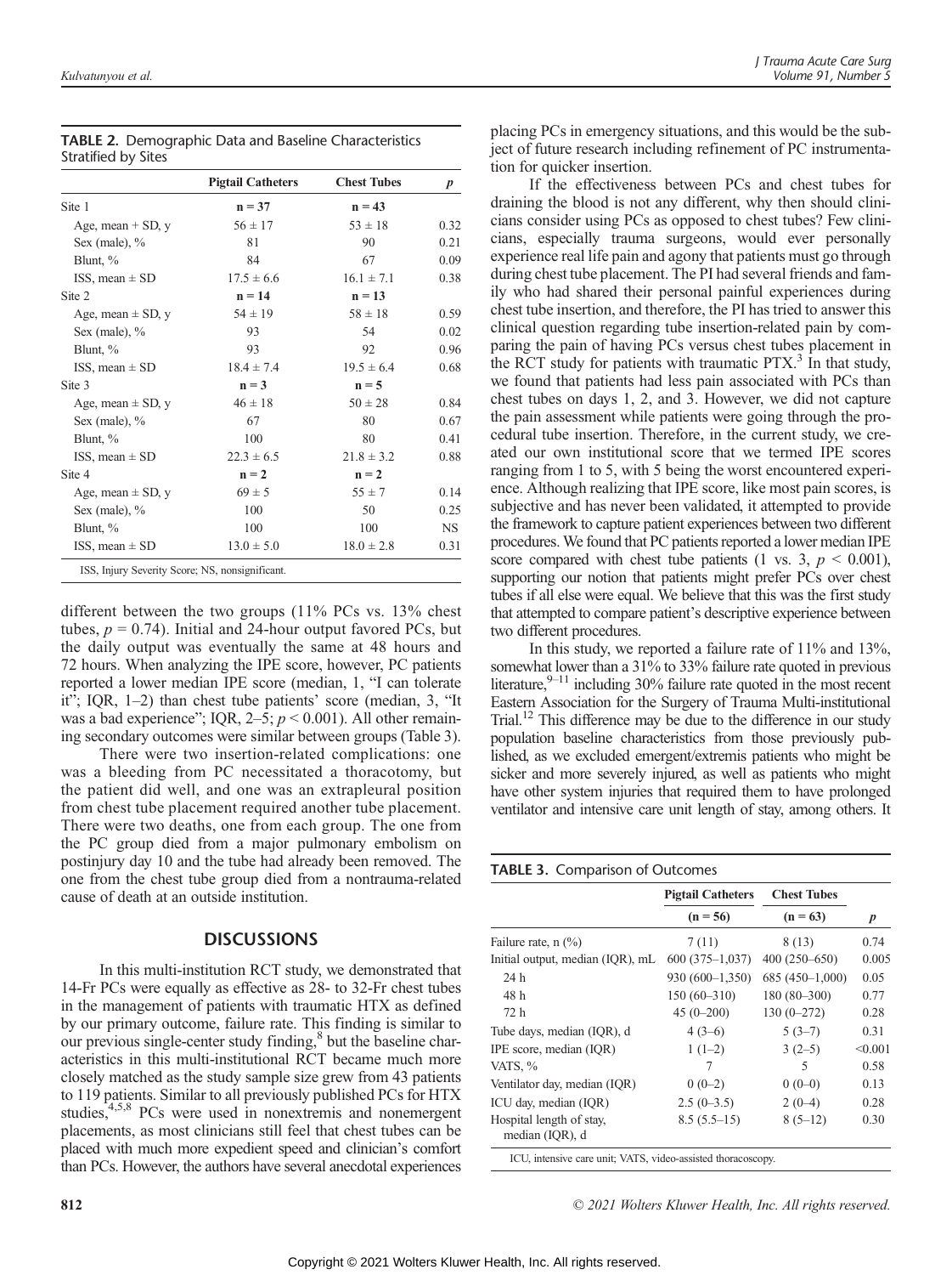**TABLE 2.** Demographic Data and Baseline Characteristics Stratified by Sites

| | Pigtail Catheters | Chest Tubes | *p* |
|---|---|---|---|
| Site 1 | n = 37 | n = 43 | |
| Age, mean + SD, y | 56 ± 17 | 53 ± 18 | 0.32 |
| Sex (male), % | 81 | 90 | 0.21 |
| Blunt, % | 84 | 67 | 0.09 |
| ISS, mean ± SD | 17.5 ± 6.6 | 16.1 ± 7.1 | 0.38 |
| Site 2 | n = 14 | n = 13 | |
| Age, mean ± SD, y | 54 ± 19 | 58 ± 18 | 0.59 |
| Sex (male), % | 93 | 54 | 0.02 |
| Blunt, % | 93 | 92 | 0.96 |
| ISS, mean ± SD | 18.4 ± 7.4 | 19.5 ± 6.4 | 0.68 |
| Site 3 | n = 3 | n = 5 | |
| Age, mean ± SD, y | 46 ± 18 | 50 ± 28 | 0.84 |
| Sex (male), % | 67 | 80 | 0.67 |
| Blunt, % | 100 | 80 | 0.41 |
| ISS, mean ± SD | 22.3 ± 6.5 | 21.8 ± 3.2 | 0.88 |
| Site 4 | n = 2 | n = 2 | |
| Age, mean ± SD, y | 69 ± 5 | 55 ± 7 | 0.14 |
| Sex (male), % | 100 | 50 | 0.25 |
| Blunt, % | 100 | 100 | NS |
| ISS, mean ± SD | 13.0 ± 5.0 | 18.0 ± 2.8 | 0.31 |

ISS, Injury Severity Score; NS, nonsignificant.

different between the two groups (11% PCs vs. 13% chest tubes, $p = 0.74$). Initial and 24-hour output favored PCs, but the daily output was eventually the same at 48 hours and 72 hours. When analyzing the IPE score, however, PC patients reported a lower median IPE score (median, 1, "I can tolerate it"; IQR, 1–2) than chest tube patients' score (median, 3, "It was a bad experience"; IQR, 2–5; $p < 0.001$). All other remaining secondary outcomes were similar between groups (Table 3).

There were two insertion-related complications: one was a bleeding from PC necessitated a thoracotomy, but the patient did well, and one was an extrapleural position from chest tube placement required another tube placement. There were two deaths, one from each group. The one from the PC group died from a major pulmonary embolism on postinjury day 10 and the tube had already been removed. The one from the chest tube group died from a nontrauma-related cause of death at an outside institution.

## DISCUSSIONS

In this multi-institution RCT study, we demonstrated that 14-Fr PCs were equally as effective as 28- to 32-Fr chest tubes in the management of patients with traumatic HTX as defined by our primary outcome, failure rate. This finding is similar to our previous single-center study finding,[8] but the baseline characteristics in this multi-institutional RCT became much more closely matched as the study sample size grew from 43 patients to 119 patients. Similar to all previously published PCs for HTX studies,[4,5,8] PCs were used in nonextremis and nonemergent placements, as most clinicians still feel that chest tubes can be placed with much more expedient speed and clinician's comfort than PCs. However, the authors have several anecdotal experiences placing PCs in emergency situations, and this would be the subject of future research including refinement of PC instrumentation for quicker insertion.

If the effectiveness between PCs and chest tubes for draining the blood is not any different, why then should clinicians consider using PCs as opposed to chest tubes? Few clinicians, especially trauma surgeons, would ever personally experience real life pain and agony that patients must go through during chest tube placement. The PI had several friends and family who had shared their personal painful experiences during chest tube insertion, and therefore, the PI has tried to answer this clinical question regarding tube insertion-related pain by comparing the pain of having PCs versus chest tubes placement in the RCT study for patients with traumatic PTX.[3] In that study, we found that patients had less pain associated with PCs than chest tubes on days 1, 2, and 3. However, we did not capture the pain assessment while patients were going through the procedural tube insertion. Therefore, in the current study, we created our own institutional score that we termed IPE scores ranging from 1 to 5, with 5 being the worst encountered experience. Although realizing that IPE score, like most pain scores, is subjective and has never been validated, it attempted to provide the framework to capture patient experiences between two different procedures. We found that PC patients reported a lower median IPE score compared with chest tube patients (1 vs. 3, $p < 0.001$), supporting our notion that patients might prefer PCs over chest tubes if all else were equal. We believe that this was the first study that attempted to compare patient's descriptive experience between two different procedures.

In this study, we reported a failure rate of 11% and 13%, somewhat lower than a 31% to 33% failure rate quoted in previous literature,[9–11] including 30% failure rate quoted in the most recent Eastern Association for the Surgery of Trauma Multi-institutional Trial.[12] This difference may be due to the difference in our study population baseline characteristics from those previously published, as we excluded emergent/extremis patients who might be sicker and more severely injured, as well as patients who might have other system injuries that required them to have prolonged ventilator and intensive care unit length of stay, among others. It

**TABLE 3.** Comparison of Outcomes

| | Pigtail Catheters | Chest Tubes | |
|---|---|---|---|
| | (n = 56) | (n = 63) | *p* |
| Failure rate, n (%) | 7 (11) | 8 (13) | 0.74 |
| Initial output, median (IQR), mL | 600 (375–1,037) | 400 (250–650) | 0.005 |
| 24 h | 930 (600–1,350) | 685 (450–1,000) | 0.05 |
| 48 h | 150 (60–310) | 180 (80–300) | 0.77 |
| 72 h | 45 (0–200) | 130 (0–272) | 0.28 |
| Tube days, median (IQR), d | 4 (3–6) | 5 (3–7) | 0.31 |
| IPE score, median (IQR) | 1 (1–2) | 3 (2–5) | <0.001 |
| VATS, % | 7 | 5 | 0.58 |
| Ventilator day, median (IQR) | 0 (0–2) | 0 (0–0) | 0.13 |
| ICU day, median (IQR) | 2.5 (0–3.5) | 2 (0–4) | 0.28 |
| Hospital length of stay, median (IQR), d | 8.5 (5.5–15) | 8 (5–12) | 0.30 |

ICU, intensive care unit; VATS, video-assisted thoracoscopy.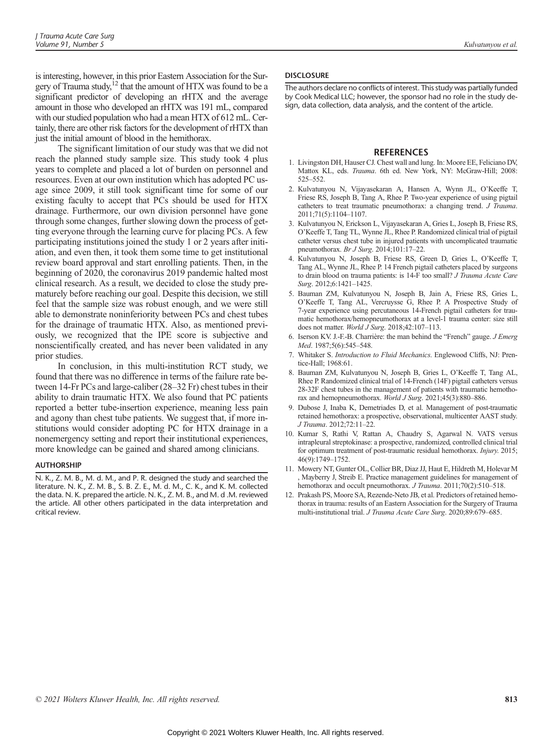is interesting, however, in this prior Eastern Association for the Surgery of Trauma study,[12] that the amount of HTX was found to be a significant predictor of developing an rHTX and the average amount in those who developed an rHTX was 191 mL, compared with our studied population who had a mean HTX of 612 mL. Certainly, there are other risk factors for the development of rHTX than just the initial amount of blood in the hemithorax.

The significant limitation of our study was that we did not reach the planned study sample size. This study took 4 plus years to complete and placed a lot of burden on personnel and resources. Even at our own institution which has adopted PC usage since 2009, it still took significant time for some of our existing faculty to accept that PCs should be used for HTX drainage. Furthermore, our own division personnel have gone through some changes, further slowing down the process of getting everyone through the learning curve for placing PCs. A few participating institutions joined the study 1 or 2 years after initiation, and even then, it took them some time to get institutional review board approval and start enrolling patients. Then, in the beginning of 2020, the coronavirus 2019 pandemic halted most clinical research. As a result, we decided to close the study prematurely before reaching our goal. Despite this decision, we still feel that the sample size was robust enough, and we were still able to demonstrate noninferiority between PCs and chest tubes for the drainage of traumatic HTX. Also, as mentioned previously, we recognized that the IPE score is subjective and nonscientifically created, and has never been validated in any prior studies.

In conclusion, in this multi-institution RCT study, we found that there was no difference in terms of the failure rate between 14-Fr PCs and large-caliber (28–32 Fr) chest tubes in their ability to drain traumatic HTX. We also found that PC patients reported a better tube-insertion experience, meaning less pain and agony than chest tube patients. We suggest that, if more institutions would consider adopting PC for HTX drainage in a nonemergency setting and report their institutional experiences, more knowledge can be gained and shared among clinicians.

### AUTHORSHIP

N. K., Z. M. B., M. d. M., and P. R. designed the study and searched the literature. N. K., Z. M. B., S. B. Z. E., M. d. M., C. K., and K. M. collected the data. N. K. prepared the article. N. K., Z. M. B., and M. d .M. reviewed the article. All other others participated in the data interpretation and critical review.

### DISCLOSURE

The authors declare no conflicts of interest. This study was partially funded by Cook Medical LLC; however, the sponsor had no role in the study design, data collection, data analysis, and the content of the article.

## REFERENCES

1. Livingston DH, Hauser CJ. Chest wall and lung. In: Moore EE, Feliciano DV, Mattox KL, eds. *Trauma*. 6th ed. New York, NY: McGraw-Hill; 2008: 525–552.
2. Kulvatunyou N, Vijayasekaran A, Hansen A, Wynn JL, O'Keeffe T, Friese RS, Joseph B, Tang A, Rhee P. Two-year experience of using pigtail catheters to treat traumatic pneumothorax: a changing trend. *J Trauma*. 2011;71(5):1104–1107.
3. Kulvatunyou N, Erickson L, Vijayasekaran A, Gries L, Joseph B, Friese RS, O'Keeffe T, Tang TL, Wynne JL, Rhee P. Randomized clinical trial of pigtail catheter versus chest tube in injured patients with uncomplicated traumatic pneumothorax. *Br J Surg*. 2014;101:17–22.
4. Kulvatunyou N, Joseph B, Friese RS, Green D, Gries L, O'Keeffe T, Tang AL, Wynne JL, Rhee P. 14 French pigtail catheters placed by surgeons to drain blood on trauma patients: is 14-F too small? *J Trauma Acute Care Surg*. 2012;6:1421–1425.
5. Bauman ZM, Kulvatunyou N, Joseph B, Jain A, Friese RS, Gries L, O'Keeffe T, Tang AL, Vercruysse G, Rhee P. A Prospective Study of 7-year experience using percutaneous 14-French pigtail catheters for traumatic hemothorax/hemopneumothorax at a level-1 trauma center: size still does not matter. *World J Surg*. 2018;42:107–113.
6. Iserson KV. J.-F.-B. Charrière: the man behind the "French" gauge. *J Emerg Med*. 1987;5(6):545–548.
7. Whitaker S. *Introduction to Fluid Mechanics*. Englewood Cliffs, NJ: Prentice-Hall; 1968:61.
8. Bauman ZM, Kulvatunyou N, Joseph B, Gries L, O'Keeffe T, Tang AL, Rhee P. Randomized clinical trial of 14-French (14F) pigtail catheters versus 28-32F chest tubes in the management of patients with traumatic hemothorax and hemopneumothorax. *World J Surg*. 2021;45(3):880–886.
9. Dubose J, Inaba K, Demetriades D, et al. Management of post-traumatic retained hemothorax: a prospective, observational, multicenter AAST study. *J Trauma*. 2012;72:11–22.
10. Kumar S, Rathi V, Rattan A, Chaudry S, Agarwal N. VATS versus intrapleural streptokinase: a prospective, randomized, controlled clinical trial for optimum treatment of post-traumatic residual hemothorax. *Injury*. 2015; 46(9):1749–1752.
11. Mowery NT, Gunter OL, Collier BR, Diaz JJ, Haut E, Hildreth M, Holevar M , Mayberry J, Streib E. Practice management guidelines for management of hemothorax and occult pneumothorax. *J Trauma*. 2011;70(2):510–518.
12. Prakash PS, Moore SA, Rezende-Neto JB, et al. Predictors of retained hemothorax in trauma: results of an Eastern Association for the Surgery of Trauma multi-institutional trial. *J Trauma Acute Care Surg*. 2020;89:679–685.